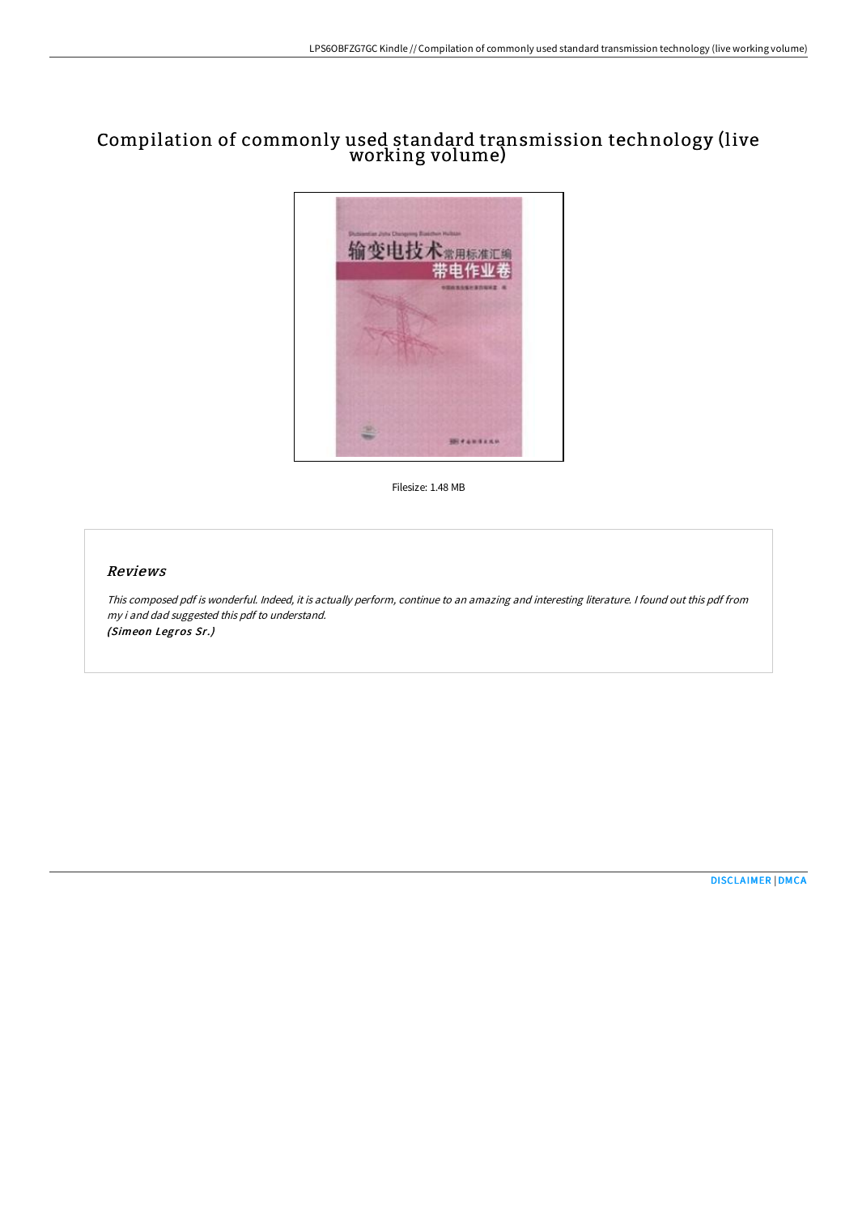# Compilation of commonly used standard transmission technology (live working volume)

Filesize: 1.48 MB

## Reviews

*This composed pdf is wonderful. Indeed, it is actually perform, continue to an amazing and interesting literature. I found out this pdf from my i and dad suggested this pdf to understand.*
*(Simeon Legros Sr.)*

DISCLAIMER | DMCA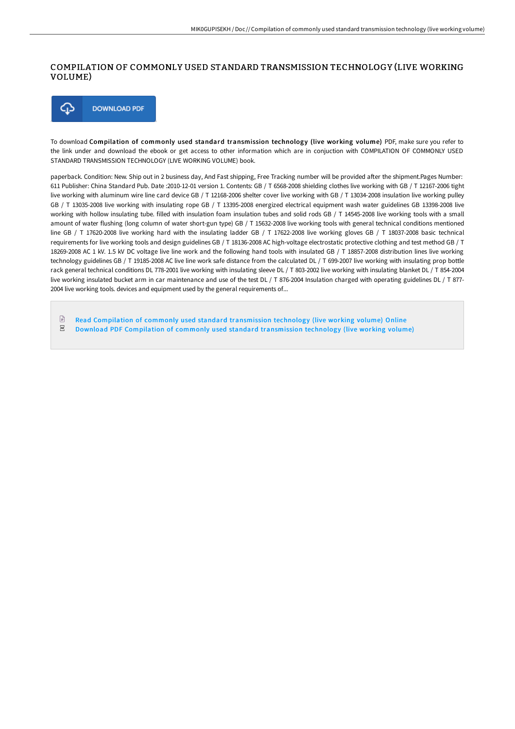# COMPILATION OF COMMONLY USED STANDARD TRANSMISSION TECHNOLOGY (LIVE WORKING VOLUME)

DOWNLOAD PDF

To download **Compilation of commonly used standard transmission technology (live working volume)** PDF, make sure you refer to the link under and download the ebook or get access to other information which are in conjuction with COMPILATION OF COMMONLY USED STANDARD TRANSMISSION TECHNOLOGY (LIVE WORKING VOLUME) book.

paperback. Condition: New. Ship out in 2 business day, And Fast shipping, Free Tracking number will be provided after the shipment.Pages Number: 611 Publisher: China Standard Pub. Date :2010-12-01 version 1. Contents: GB / T 6568-2008 shielding clothes live working with GB / T 12167-2006 tight live working with aluminum wire line card device GB / T 12168-2006 shelter cover live working with GB / T 13034-2008 insulation live working pulley GB / T 13035-2008 live working with insulating rope GB / T 13395-2008 energized electrical equipment wash water guidelines GB 13398-2008 live working with hollow insulating tube. filled with insulation foam insulation tubes and solid rods GB / T 14545-2008 live working tools with a small amount of water flushing (long column of water short-gun type) GB / T 15632-2008 live working tools with general technical conditions mentioned line GB / T 17620-2008 live working hard with the insulating ladder GB / T 17622-2008 live working gloves GB / T 18037-2008 basic technical requirements for live working tools and design guidelines GB / T 18136-2008 AC high-voltage electrostatic protective clothing and test method GB / T 18269-2008 AC 1 kV. 1.5 kV DC voltage live line work and the following hand tools with insulated GB / T 18857-2008 distribution lines live working technology guidelines GB / T 19185-2008 AC live line work safe distance from the calculated DL / T 699-2007 live working with insulating prop bottle rack general technical conditions DL 778-2001 live working with insulating sleeve DL / T 803-2002 live working with insulating blanket DL / T 854-2004 live working insulated bucket arm in car maintenance and use of the test DL / T 876-2004 Insulation charged with operating guidelines DL / T 877-2004 live working tools. devices and equipment used by the general requirements of...

- Read Compilation of commonly used standard transmission technology (live working volume) Online
- Download PDF Compilation of commonly used standard transmission technology (live working volume)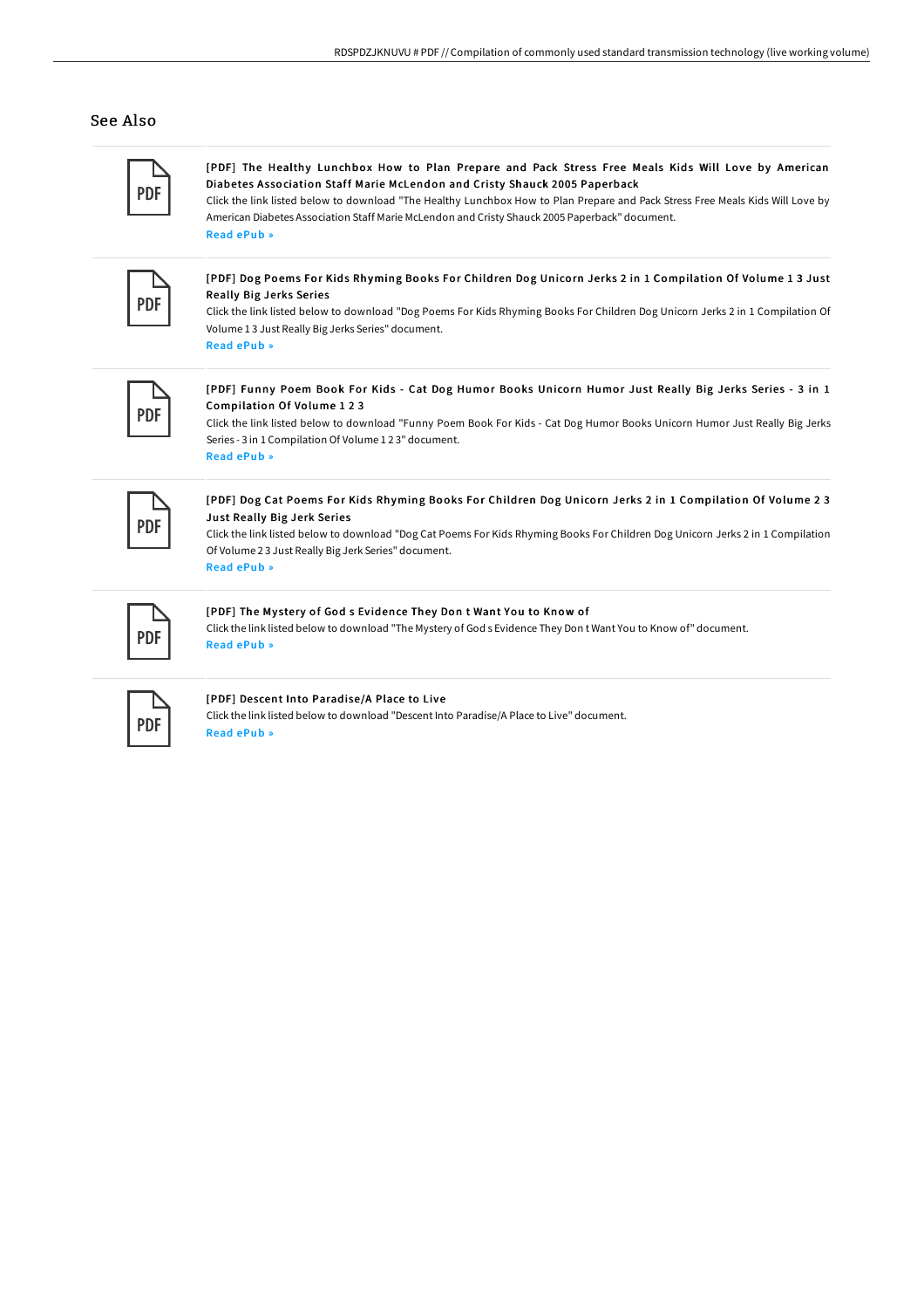## See Also

**[PDF] The Healthy Lunchbox How to Plan Prepare and Pack Stress Free Meals Kids Will Love by American Diabetes Association Staff Marie McLendon and Cristy Shauck 2005 Paperback**

Click the link listed below to download "The Healthy Lunchbox How to Plan Prepare and Pack Stress Free Meals Kids Will Love by American Diabetes Association Staff Marie McLendon and Cristy Shauck 2005 Paperback" document.

Read ePub »

**[PDF] Dog Poems For Kids Rhyming Books For Children Dog Unicorn Jerks 2 in 1 Compilation Of Volume 1 3 Just Really Big Jerks Series**

Click the link listed below to download "Dog Poems For Kids Rhyming Books For Children Dog Unicorn Jerks 2 in 1 Compilation Of Volume 1 3 Just Really Big Jerks Series" document.

Read ePub »

**[PDF] Funny Poem Book For Kids - Cat Dog Humor Books Unicorn Humor Just Really Big Jerks Series - 3 in 1 Compilation Of Volume 1 2 3**

Click the link listed below to download "Funny Poem Book For Kids - Cat Dog Humor Books Unicorn Humor Just Really Big Jerks Series - 3 in 1 Compilation Of Volume 1 2 3" document.

Read ePub »

**[PDF] Dog Cat Poems For Kids Rhyming Books For Children Dog Unicorn Jerks 2 in 1 Compilation Of Volume 2 3 Just Really Big Jerk Series**

Click the link listed below to download "Dog Cat Poems For Kids Rhyming Books For Children Dog Unicorn Jerks 2 in 1 Compilation Of Volume 2 3 Just Really Big Jerk Series" document.

Read ePub »

**[PDF] The Mystery of God s Evidence They Don t Want You to Know of**

Click the link listed below to download "The Mystery of God s Evidence They Don t Want You to Know of" document.

Read ePub »

**[PDF] Descent Into Paradise/A Place to Live**

Click the link listed below to download "Descent Into Paradise/A Place to Live" document.

Read ePub »